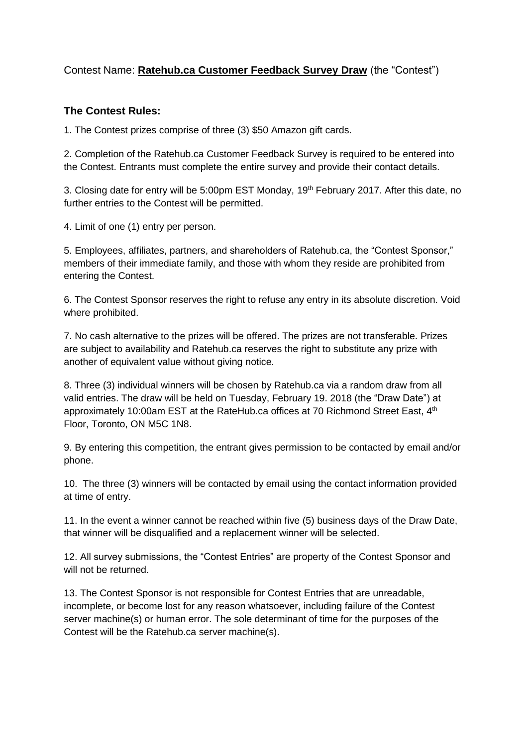Contest Name: **Ratehub.ca Customer Feedback Survey Draw** (the "Contest")

### The Contest Rules:

1. The Contest prizes comprise of three (3) $50 Amazon gift cards.

2. Completion of the Ratehub.ca Customer Feedback Survey is required to be entered into the Contest. Entrants must complete the entire survey and provide their contact details.

3. Closing date for entry will be 5:00pm EST Monday, 19th February 2017. After this date, no further entries to the Contest will be permitted.

4. Limit of one (1) entry per person.

5. Employees, affiliates, partners, and shareholders of Ratehub.ca, the "Contest Sponsor," members of their immediate family, and those with whom they reside are prohibited from entering the Contest.

6. The Contest Sponsor reserves the right to refuse any entry in its absolute discretion. Void where prohibited.

7. No cash alternative to the prizes will be offered. The prizes are not transferable. Prizes are subject to availability and Ratehub.ca reserves the right to substitute any prize with another of equivalent value without giving notice.

8. Three (3) individual winners will be chosen by Ratehub.ca via a random draw from all valid entries. The draw will be held on Tuesday, February 19. 2018 (the "Draw Date") at approximately 10:00am EST at the RateHub.ca offices at 70 Richmond Street East, 4th Floor, Toronto, ON M5C 1N8.

9. By entering this competition, the entrant gives permission to be contacted by email and/or phone.

10. The three (3) winners will be contacted by email using the contact information provided at time of entry.

11. In the event a winner cannot be reached within five (5) business days of the Draw Date, that winner will be disqualified and a replacement winner will be selected.

12. All survey submissions, the "Contest Entries" are property of the Contest Sponsor and will not be returned.

13. The Contest Sponsor is not responsible for Contest Entries that are unreadable, incomplete, or become lost for any reason whatsoever, including failure of the Contest server machine(s) or human error. The sole determinant of time for the purposes of the Contest will be the Ratehub.ca server machine(s).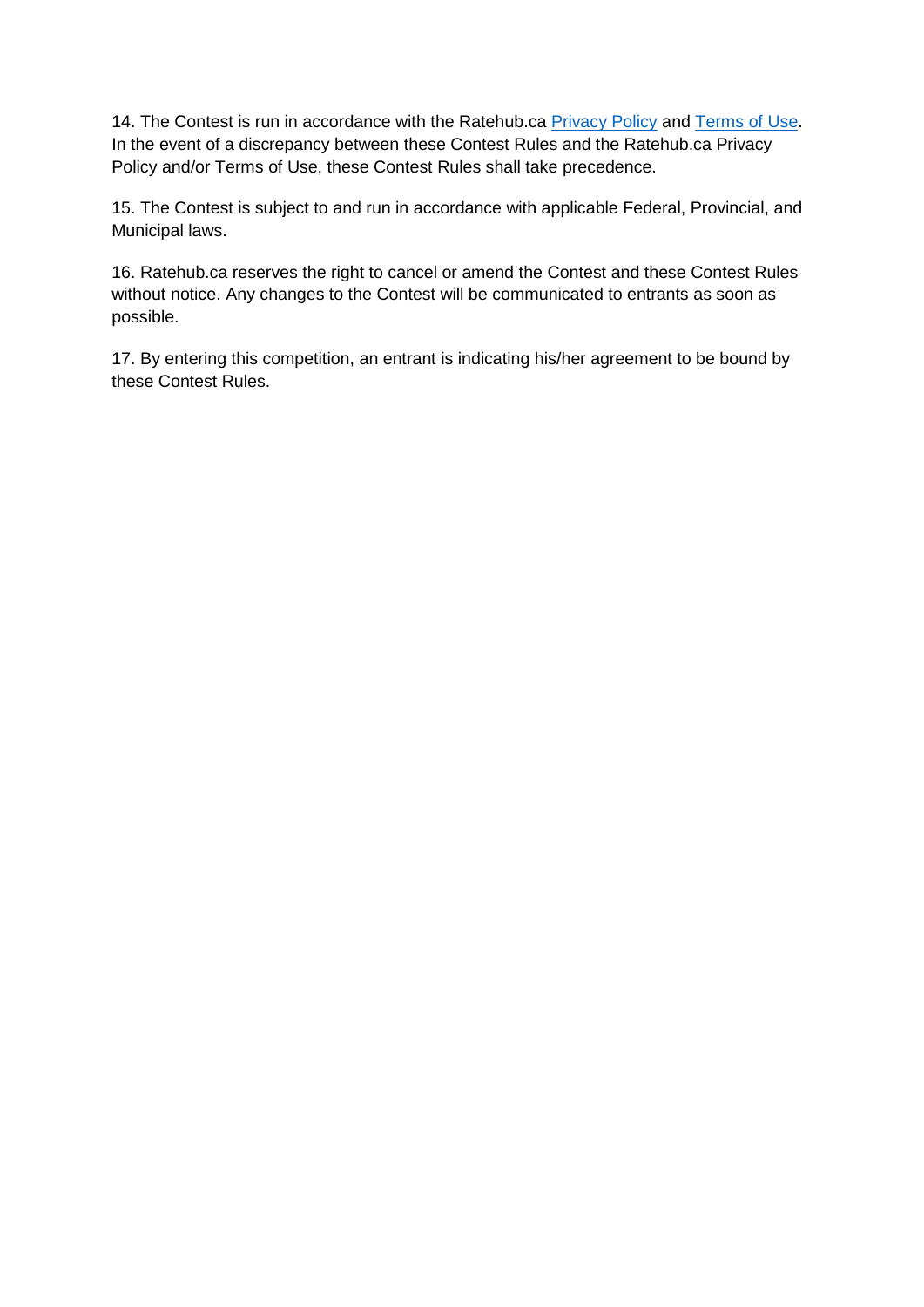14. The Contest is run in accordance with the Ratehub.ca Privacy Policy and Terms of Use. In the event of a discrepancy between these Contest Rules and the Ratehub.ca Privacy Policy and/or Terms of Use, these Contest Rules shall take precedence.

15. The Contest is subject to and run in accordance with applicable Federal, Provincial, and Municipal laws.

16. Ratehub.ca reserves the right to cancel or amend the Contest and these Contest Rules without notice. Any changes to the Contest will be communicated to entrants as soon as possible.

17. By entering this competition, an entrant is indicating his/her agreement to be bound by these Contest Rules.